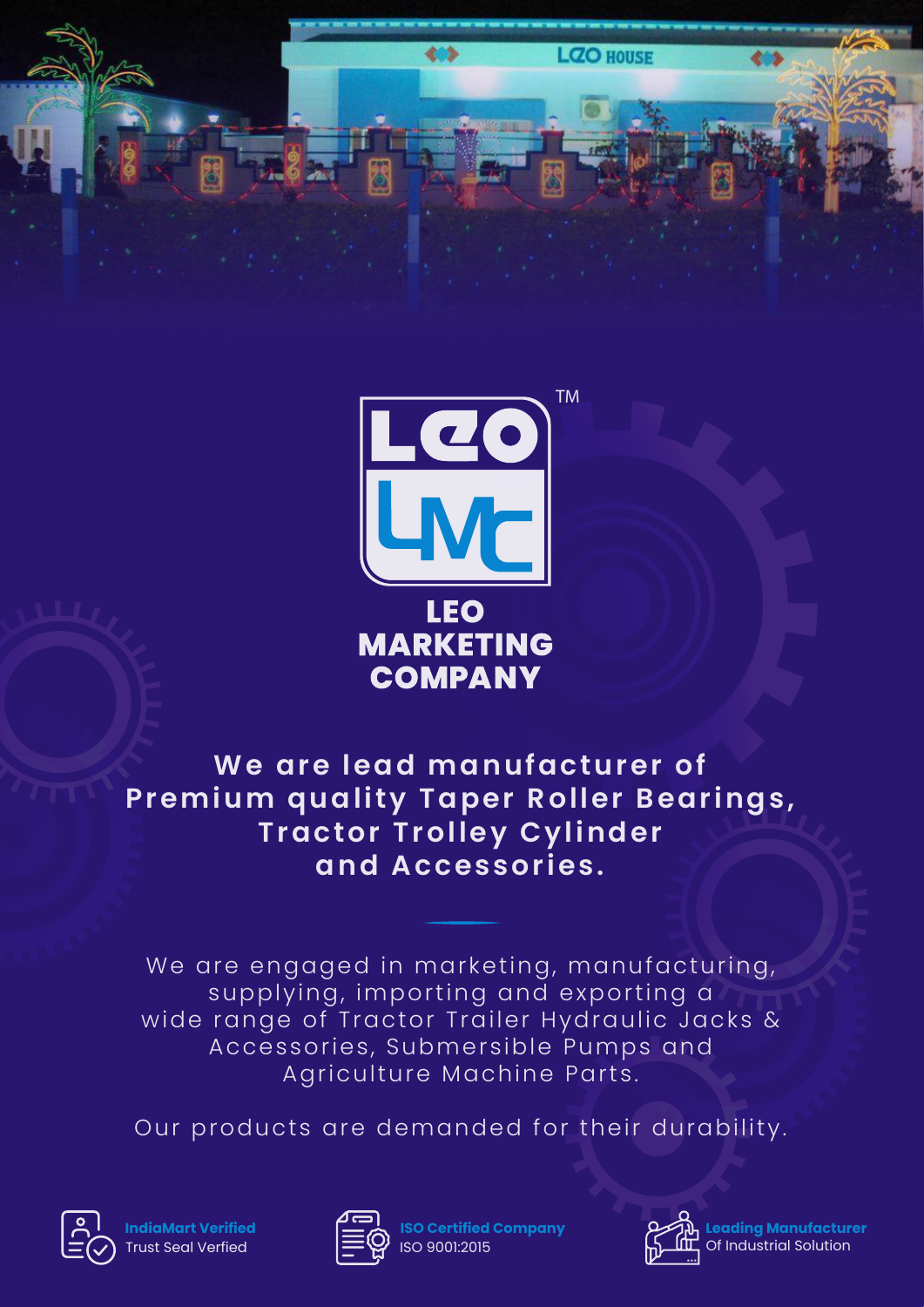# LEO MARKETING COMPANY

**We are lead manufacturer of Premium quality Taper Roller Bearings, Tractor Trolley Cylinder and Accessories.**

We are engaged in marketing, manufacturing, supplying, importing and exporting a wide range of Tractor Trailer Hydraulic Jacks & Accessories, Submersible Pumps and Agriculture Machine Parts.

Our products are demanded for their durability.

**IndiaMart Verified**
Trust Seal Verfied

**ISO Certified Company**
ISO 9001:2015

**Leading Manufacturer**
Of Industrial Solution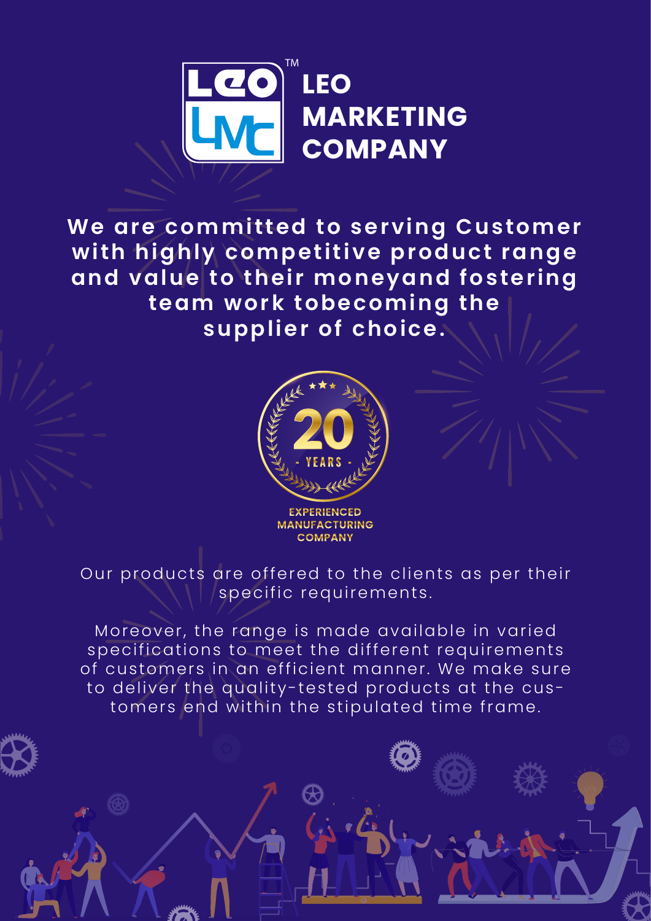# LEO MARKETING COMPANY

**We are committed to serving Customer with highly competitive product range and value to their moneyand fostering team work tobecoming the supplier of choice.**

20 - YEARS -

EXPERIENCED MANUFACTURING COMPANY

Our products are offered to the clients as per their specific requirements.

Moreover, the range is made available in varied specifications to meet the different requirements of customers in an efficient manner. We make sure to deliver the quality-tested products at the customers end within the stipulated time frame.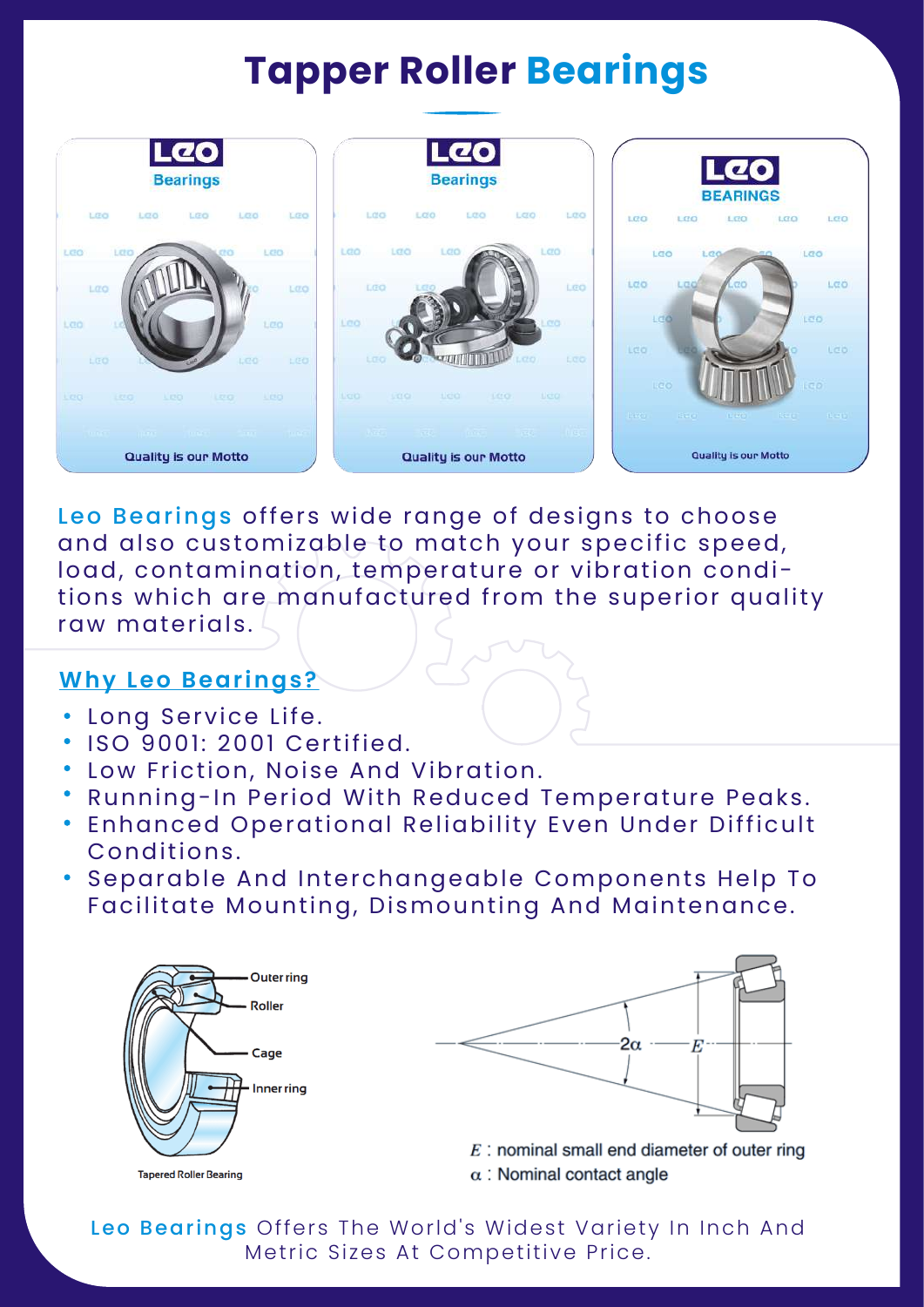# Tapper Roller Bearings

Leo Bearings offers wide range of designs to choose and also customizable to match your specific speed, load, contamination, temperature or vibration conditions which are manufactured from the superior quality raw materials.

## Why Leo Bearings?

- Long Service Life.
- ISO 9001: 2001 Certified.
- Low Friction, Noise And Vibration.
- Running-In Period With Reduced Temperature Peaks.
- Enhanced Operational Reliability Even Under Difficult Conditions.
- Separable And Interchangeable Components Help To Facilitate Mounting, Dismounting And Maintenance.

Outer ring

Roller

Cage

Inner ring

Tapered Roller Bearing

$2\alpha$ $E$

$E$ : nominal small end diameter of outer ring

$\alpha$ : Nominal contact angle

Leo Bearings Offers The World's Widest Variety In Inch And Metric Sizes At Competitive Price.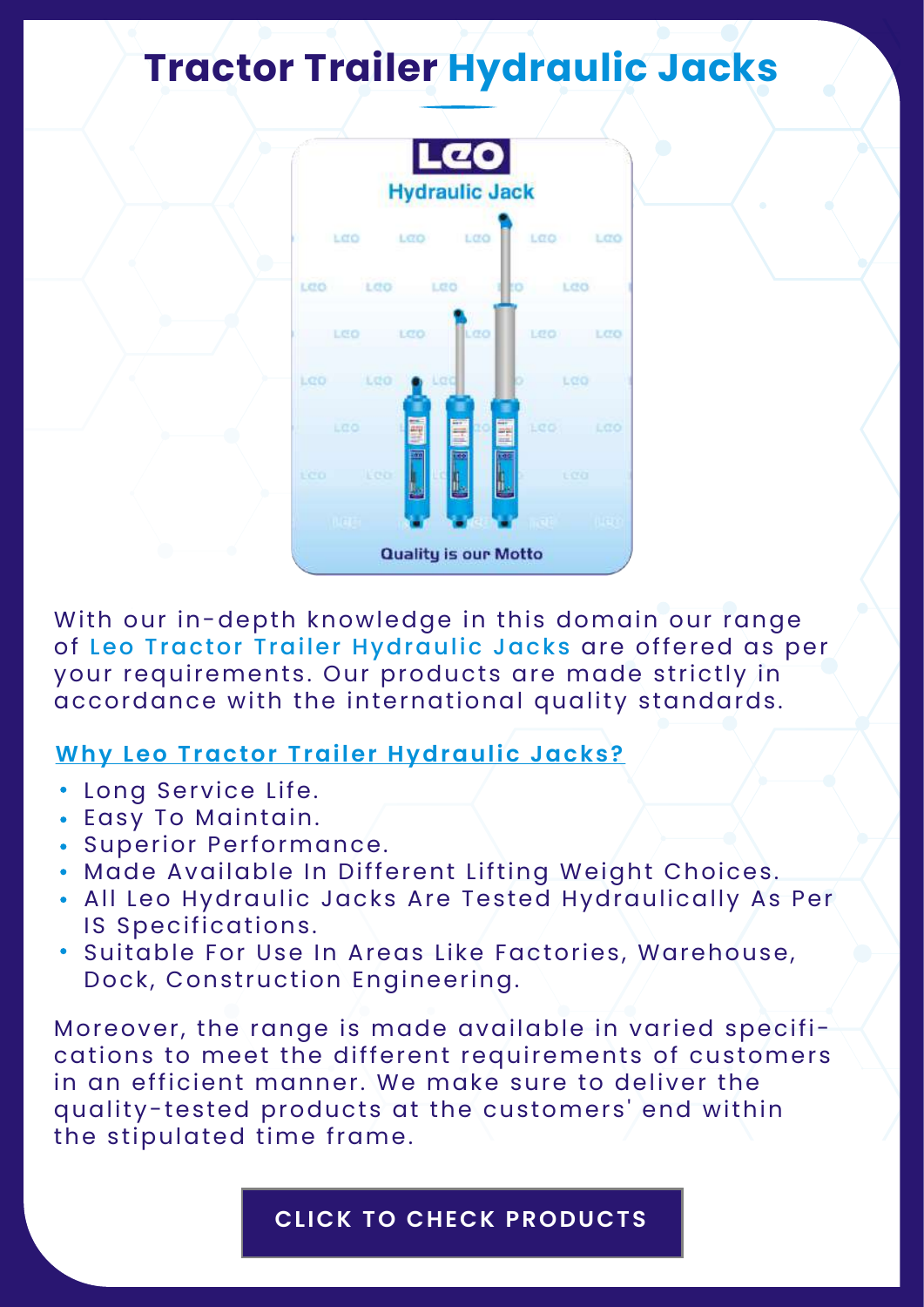# Tractor Trailer Hydraulic Jacks

With our in-depth knowledge in this domain our range of Leo Tractor Trailer Hydraulic Jacks are offered as per your requirements. Our products are made strictly in accordance with the international quality standards.

## Why Leo Tractor Trailer Hydraulic Jacks?

- Long Service Life.
- Easy To Maintain.
- Superior Performance.
- Made Available In Different Lifting Weight Choices.
- All Leo Hydraulic Jacks Are Tested Hydraulically As Per IS Specifications.
- Suitable For Use In Areas Like Factories, Warehouse, Dock, Construction Engineering.

Moreover, the range is made available in varied specifications to meet the different requirements of customers in an efficient manner. We make sure to deliver the quality-tested products at the customers' end within the stipulated time frame.

CLICK TO CHECK PRODUCTS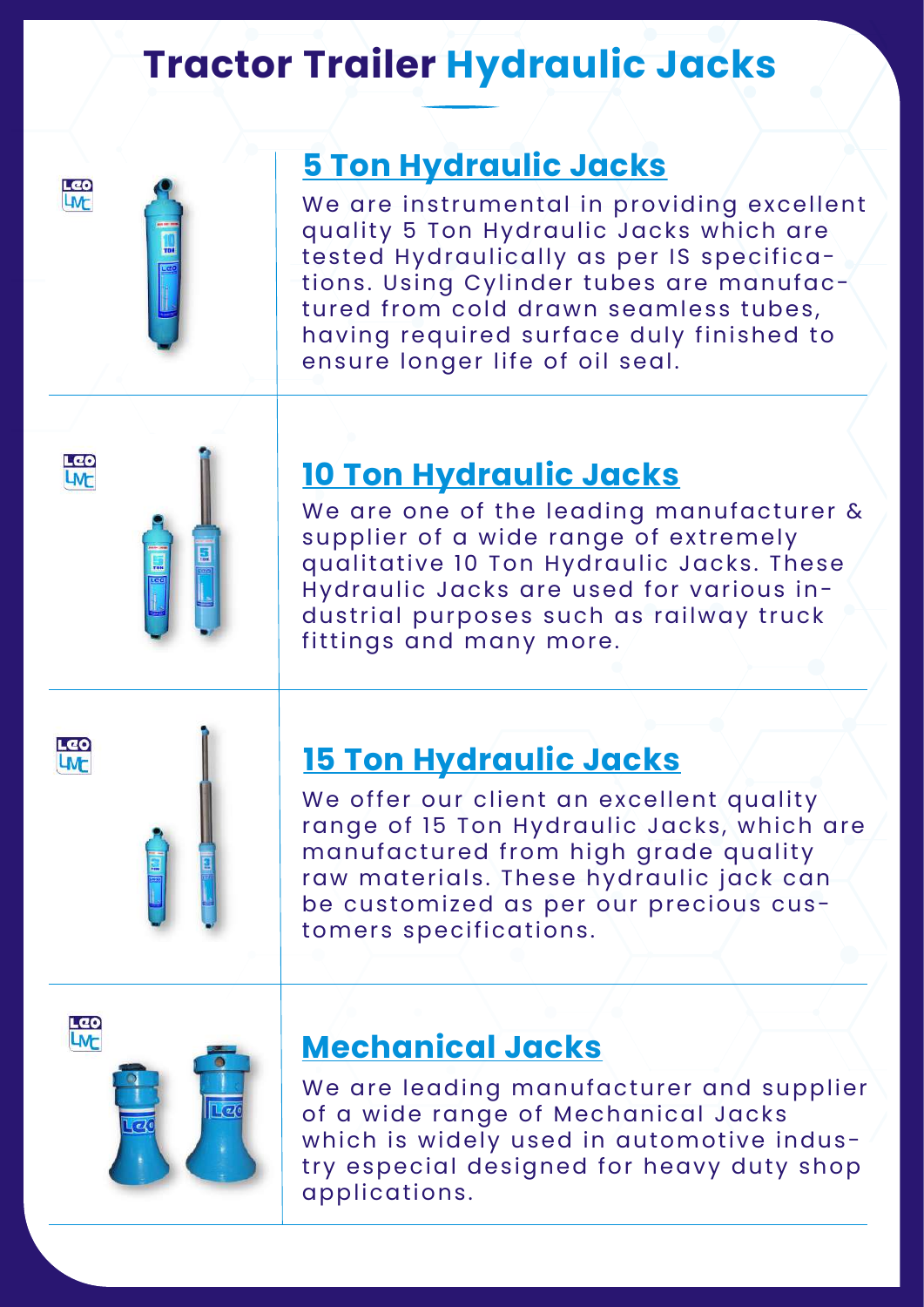# Tractor Trailer Hydraulic Jacks

## 5 Ton Hydraulic Jacks

We are instrumental in providing excellent quality 5 Ton Hydraulic Jacks which are tested Hydraulically as per IS specifications. Using Cylinder tubes are manufactured from cold drawn seamless tubes, having required surface duly finished to ensure longer life of oil seal.

## 10 Ton Hydraulic Jacks

We are one of the leading manufacturer & supplier of a wide range of extremely qualitative 10 Ton Hydraulic Jacks. These Hydraulic Jacks are used for various industrial purposes such as railway truck fittings and many more.

## 15 Ton Hydraulic Jacks

We offer our client an excellent quality range of 15 Ton Hydraulic Jacks, which are manufactured from high grade quality raw materials. These hydraulic jack can be customized as per our precious customers specifications.

## Mechanical Jacks

We are leading manufacturer and supplier of a wide range of Mechanical Jacks which is widely used in automotive industry especial designed for heavy duty shop applications.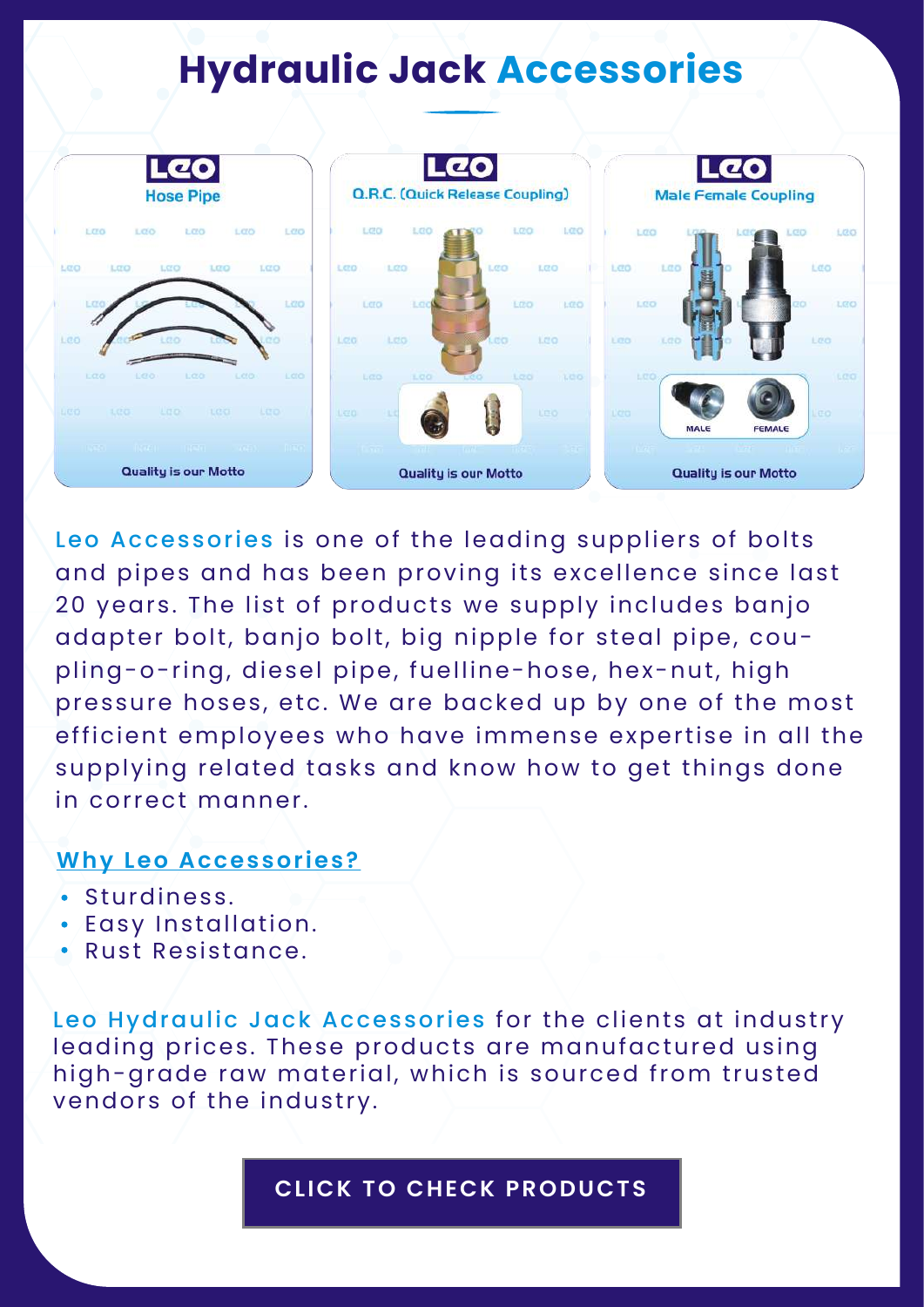# Hydraulic Jack Accessories

Leo Accessories is one of the leading suppliers of bolts and pipes and has been proving its excellence since last 20 years. The list of products we supply includes banjo adapter bolt, banjo bolt, big nipple for steal pipe, coupling-o-ring, diesel pipe, fuelline-hose, hex-nut, high pressure hoses, etc. We are backed up by one of the most efficient employees who have immense expertise in all the supplying related tasks and know how to get things done in correct manner.

## Why Leo Accessories?

- Sturdiness.
- Easy Installation.
- Rust Resistance.

Leo Hydraulic Jack Accessories for the clients at industry leading prices. These products are manufactured using high-grade raw material, which is sourced from trusted vendors of the industry.

**CLICK TO CHECK PRODUCTS**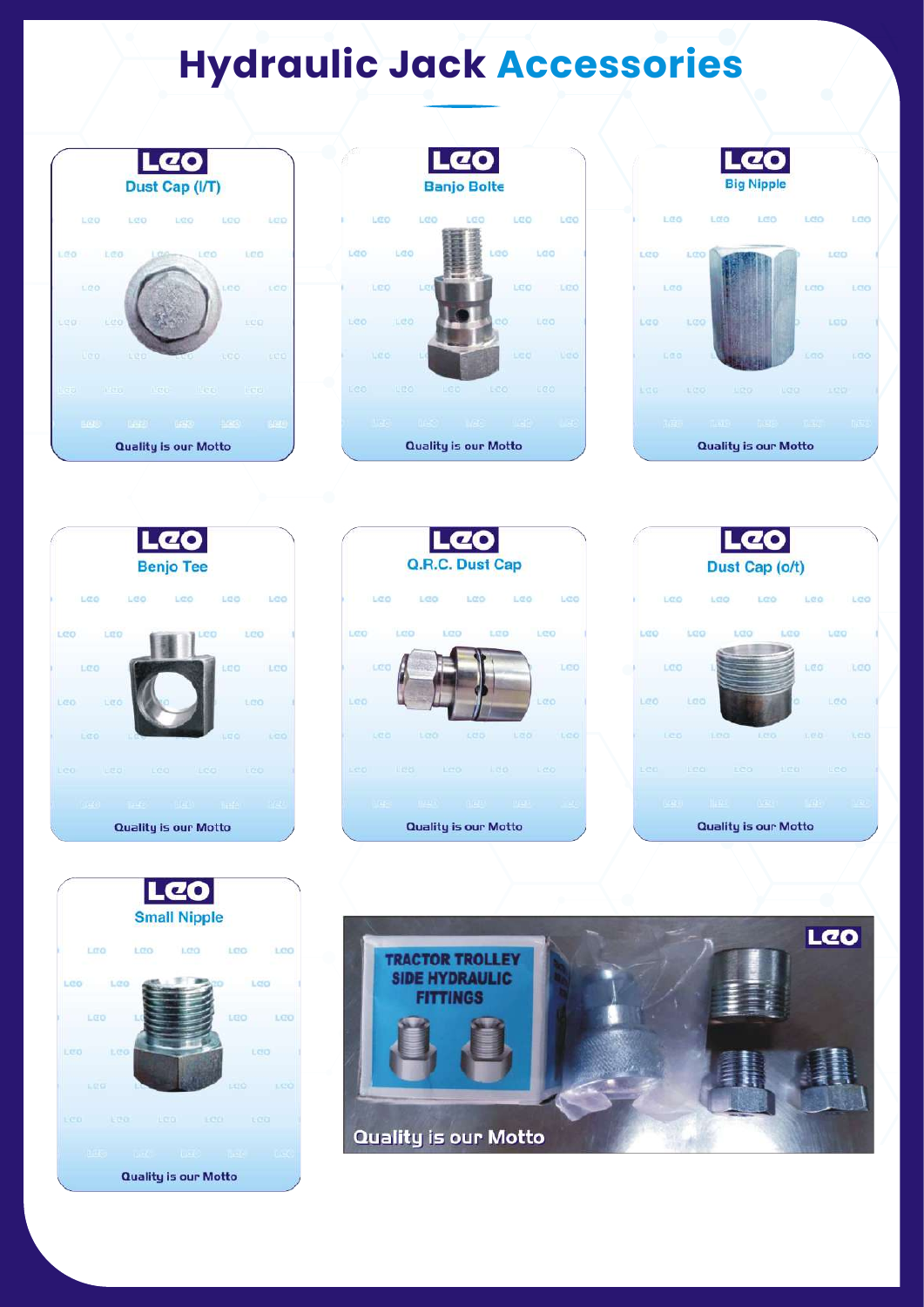# Hydraulic Jack Accessories

**LEO**

Dust Cap (I/T)

Quality is our Motto

**LEO**

Banjo Bolte

Quality is our Motto

**LEO**

Big Nipple

Quality is our Motto

**LEO**

Benjo Tee

Quality is our Motto

**LEO**

Q.R.C. Dust Cap

Quality is our Motto

**LEO**

Dust Cap (o/t)

Quality is our Motto

**LEO**

Small Nipple

Quality is our Motto

**LEO**

TRACTOR TROLLEY SIDE HYDRAULIC FITTINGS

Quality is our Motto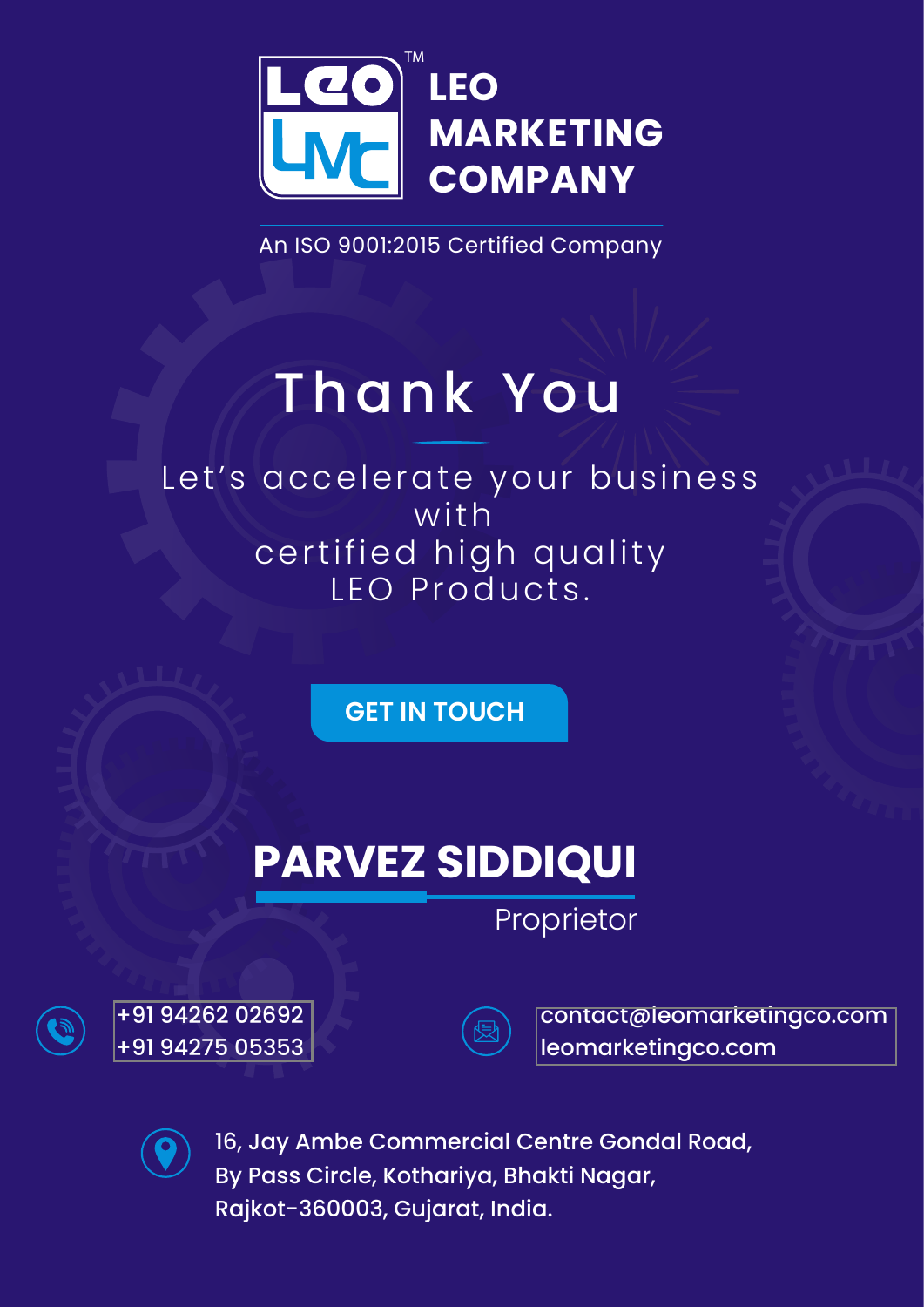# LEO MARKETING COMPANY

An ISO 9001:2015 Certified Company

# Thank You

Let’s accelerate your business with
certified high quality
LEO Products.

**GET IN TOUCH**

## PARVEZ SIDDIQUI

Proprietor

+91 94262 02692
+91 94275 05353

contact@leomarketingco.com
leomarketingco.com

16, Jay Ambe Commercial Centre Gondal Road,
By Pass Circle, Kothariya, Bhakti Nagar,
Rajkot-360003, Gujarat, India.